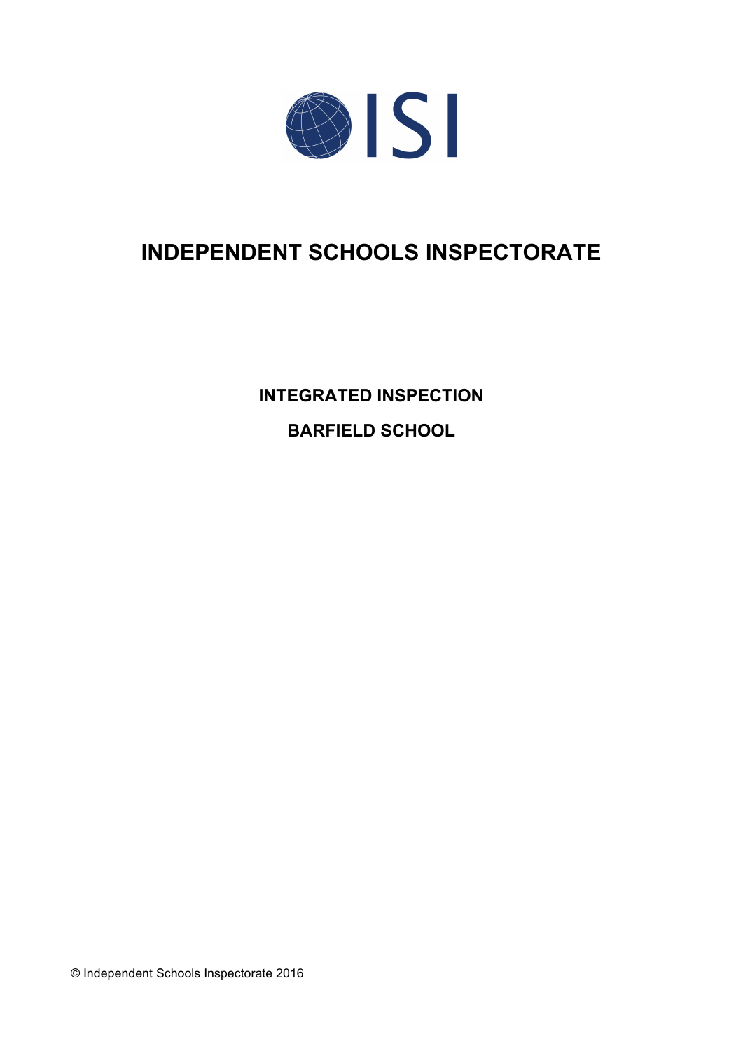ISI

# INDEPENDENT SCHOOLS INSPECTORATE

## INTEGRATED INSPECTION

## BARFIELD SCHOOL

© Independent Schools Inspectorate 2016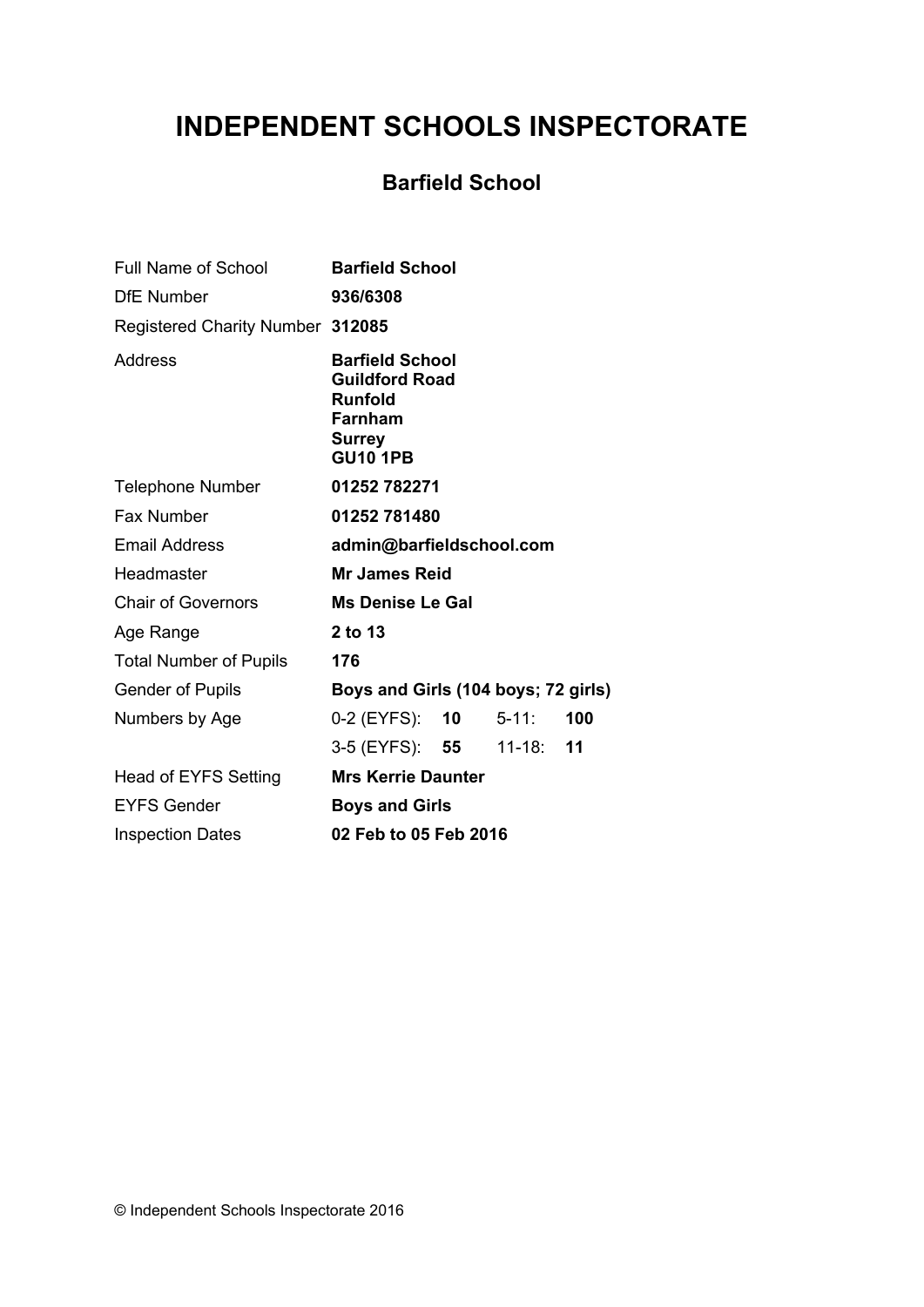# INDEPENDENT SCHOOLS INSPECTORATE

## Barfield School

| | |
|---|---|
| Full Name of School | **Barfield School** |
| DfE Number | **936/6308** |
| Registered Charity Number | **312085** |
| Address | **Barfield School**<br>**Guildford Road**<br>**Runfold**<br>**Farnham**<br>**Surrey**<br>**GU10 1PB** |
| Telephone Number | **01252 782271** |
| Fax Number | **01252 781480** |
| Email Address | **admin@barfieldschool.com** |
| Headmaster | **Mr James Reid** |
| Chair of Governors | **Ms Denise Le Gal** |
| Age Range | **2 to 13** |
| Total Number of Pupils | **176** |
| Gender of Pupils | **Boys and Girls (104 boys; 72 girls)** |
| Numbers by Age | 0-2 (EYFS): **10** 5-11: **100** |
| | 3-5 (EYFS): **55** 11-18: **11** |
| Head of EYFS Setting | **Mrs Kerrie Daunter** |
| EYFS Gender | **Boys and Girls** |
| Inspection Dates | **02 Feb to 05 Feb 2016** |

© Independent Schools Inspectorate 2016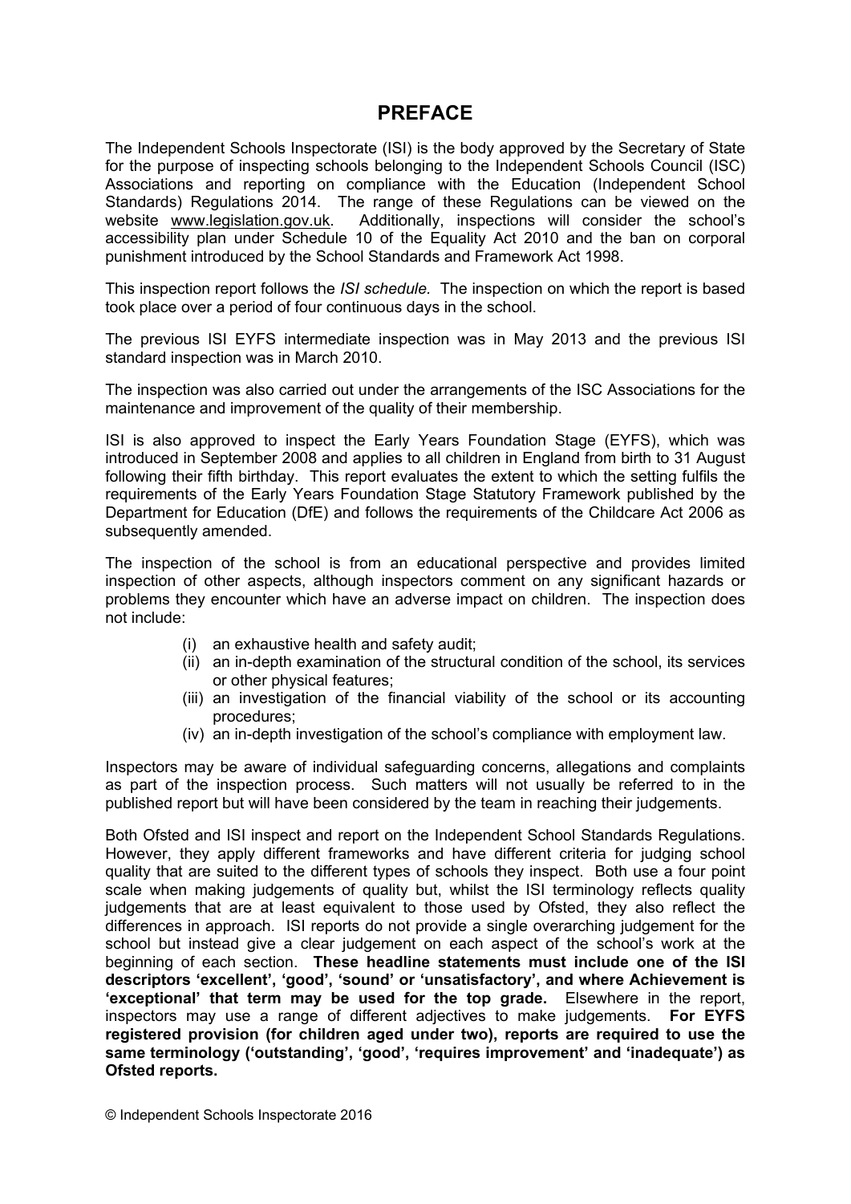# PREFACE

The Independent Schools Inspectorate (ISI) is the body approved by the Secretary of State for the purpose of inspecting schools belonging to the Independent Schools Council (ISC) Associations and reporting on compliance with the Education (Independent School Standards) Regulations 2014. The range of these Regulations can be viewed on the website www.legislation.gov.uk. Additionally, inspections will consider the school's accessibility plan under Schedule 10 of the Equality Act 2010 and the ban on corporal punishment introduced by the School Standards and Framework Act 1998.

This inspection report follows the *ISI schedule.* The inspection on which the report is based took place over a period of four continuous days in the school.

The previous ISI EYFS intermediate inspection was in May 2013 and the previous ISI standard inspection was in March 2010.

The inspection was also carried out under the arrangements of the ISC Associations for the maintenance and improvement of the quality of their membership.

ISI is also approved to inspect the Early Years Foundation Stage (EYFS), which was introduced in September 2008 and applies to all children in England from birth to 31 August following their fifth birthday. This report evaluates the extent to which the setting fulfils the requirements of the Early Years Foundation Stage Statutory Framework published by the Department for Education (DfE) and follows the requirements of the Childcare Act 2006 as subsequently amended.

The inspection of the school is from an educational perspective and provides limited inspection of other aspects, although inspectors comment on any significant hazards or problems they encounter which have an adverse impact on children. The inspection does not include:

(i) an exhaustive health and safety audit;
(ii) an in-depth examination of the structural condition of the school, its services or other physical features;
(iii) an investigation of the financial viability of the school or its accounting procedures;
(iv) an in-depth investigation of the school's compliance with employment law.

Inspectors may be aware of individual safeguarding concerns, allegations and complaints as part of the inspection process. Such matters will not usually be referred to in the published report but will have been considered by the team in reaching their judgements.

Both Ofsted and ISI inspect and report on the Independent School Standards Regulations. However, they apply different frameworks and have different criteria for judging school quality that are suited to the different types of schools they inspect. Both use a four point scale when making judgements of quality but, whilst the ISI terminology reflects quality judgements that are at least equivalent to those used by Ofsted, they also reflect the differences in approach. ISI reports do not provide a single overarching judgement for the school but instead give a clear judgement on each aspect of the school's work at the beginning of each section. **These headline statements must include one of the ISI descriptors 'excellent', 'good', 'sound' or 'unsatisfactory', and where Achievement is 'exceptional' that term may be used for the top grade.** Elsewhere in the report, inspectors may use a range of different adjectives to make judgements. **For EYFS registered provision (for children aged under two), reports are required to use the same terminology ('outstanding', 'good', 'requires improvement' and 'inadequate') as Ofsted reports.**

© Independent Schools Inspectorate 2016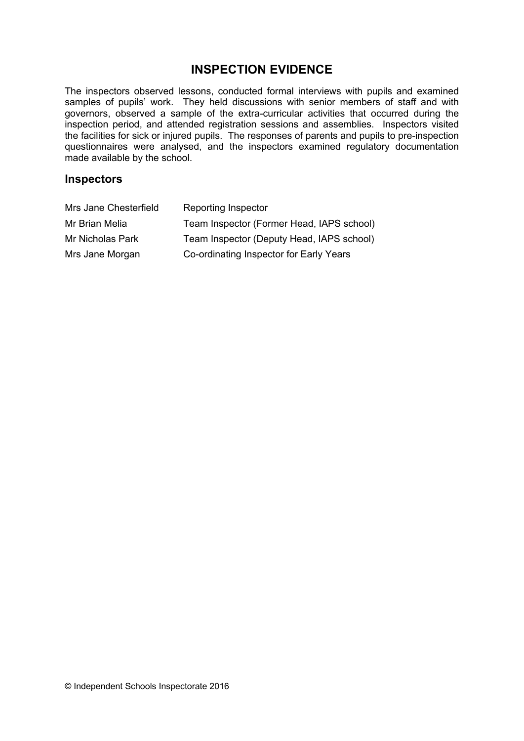## INSPECTION EVIDENCE

The inspectors observed lessons, conducted formal interviews with pupils and examined samples of pupils' work. They held discussions with senior members of staff and with governors, observed a sample of the extra-curricular activities that occurred during the inspection period, and attended registration sessions and assemblies. Inspectors visited the facilities for sick or injured pupils. The responses of parents and pupils to pre-inspection questionnaires were analysed, and the inspectors examined regulatory documentation made available by the school.

### Inspectors

| | |
|---|---|
| Mrs Jane Chesterfield | Reporting Inspector |
| Mr Brian Melia | Team Inspector (Former Head, IAPS school) |
| Mr Nicholas Park | Team Inspector (Deputy Head, IAPS school) |
| Mrs Jane Morgan | Co-ordinating Inspector for Early Years |

© Independent Schools Inspectorate 2016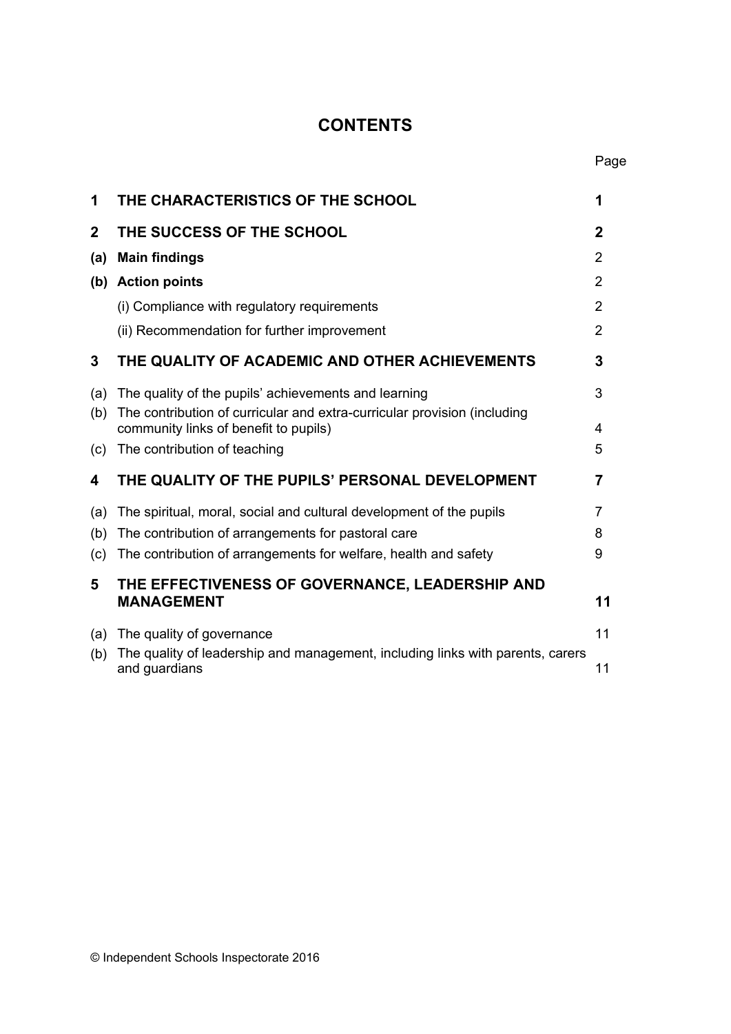# CONTENTS

| | | Page |
|---|---|---|
| **1** | **THE CHARACTERISTICS OF THE SCHOOL** | **1** |
| **2** | **THE SUCCESS OF THE SCHOOL** | **2** |
| **(a)** | **Main findings** | 2 |
| **(b)** | **Action points** | 2 |
| | (i) Compliance with regulatory requirements | 2 |
| | (ii) Recommendation for further improvement | 2 |
| **3** | **THE QUALITY OF ACADEMIC AND OTHER ACHIEVEMENTS** | **3** |
| (a) | The quality of the pupils' achievements and learning | 3 |
| (b) | The contribution of curricular and extra-curricular provision (including community links of benefit to pupils) | 4 |
| (c) | The contribution of teaching | 5 |
| **4** | **THE QUALITY OF THE PUPILS' PERSONAL DEVELOPMENT** | **7** |
| (a) | The spiritual, moral, social and cultural development of the pupils | 7 |
| (b) | The contribution of arrangements for pastoral care | 8 |
| (c) | The contribution of arrangements for welfare, health and safety | 9 |
| **5** | **THE EFFECTIVENESS OF GOVERNANCE, LEADERSHIP AND MANAGEMENT** | **11** |
| (a) | The quality of governance | 11 |
| (b) | The quality of leadership and management, including links with parents, carers and guardians | 11 |

© Independent Schools Inspectorate 2016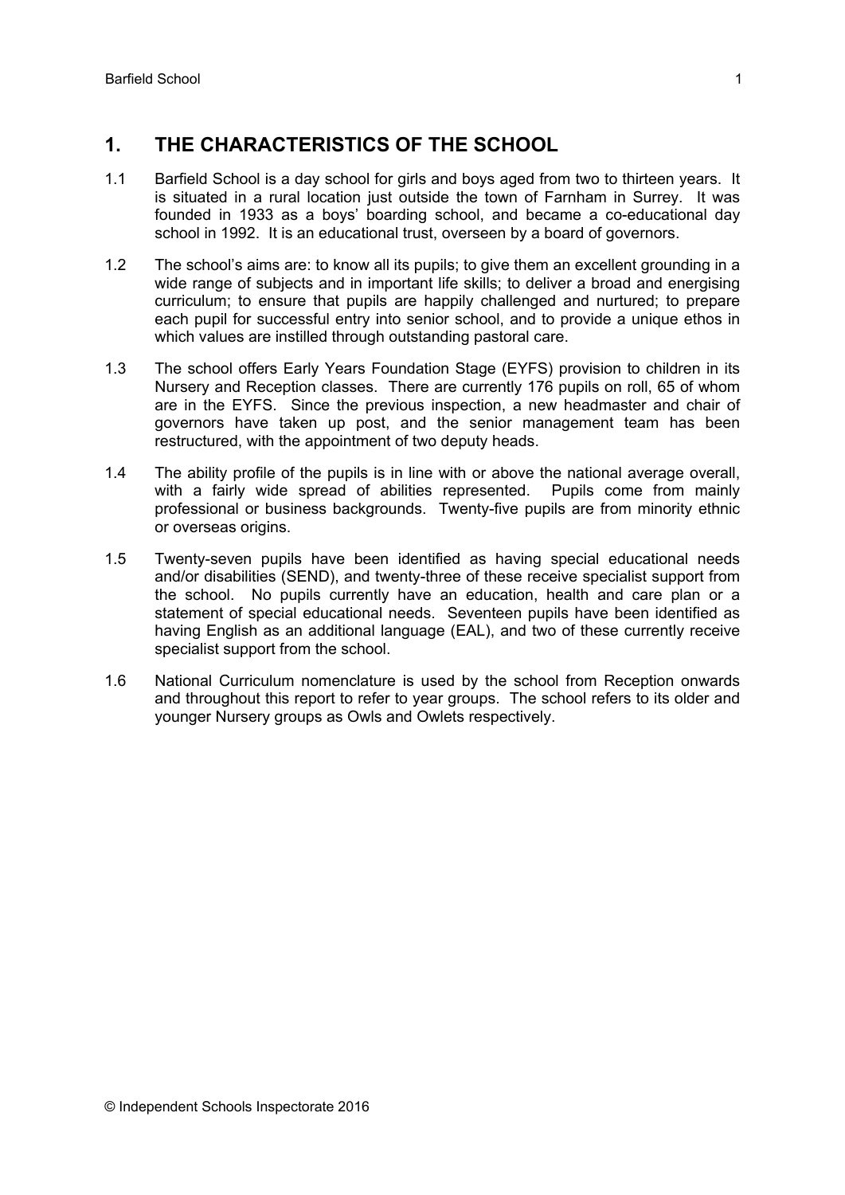## 1. THE CHARACTERISTICS OF THE SCHOOL

1.1 Barfield School is a day school for girls and boys aged from two to thirteen years. It is situated in a rural location just outside the town of Farnham in Surrey. It was founded in 1933 as a boys' boarding school, and became a co-educational day school in 1992. It is an educational trust, overseen by a board of governors.

1.2 The school's aims are: to know all its pupils; to give them an excellent grounding in a wide range of subjects and in important life skills; to deliver a broad and energising curriculum; to ensure that pupils are happily challenged and nurtured; to prepare each pupil for successful entry into senior school, and to provide a unique ethos in which values are instilled through outstanding pastoral care.

1.3 The school offers Early Years Foundation Stage (EYFS) provision to children in its Nursery and Reception classes. There are currently 176 pupils on roll, 65 of whom are in the EYFS. Since the previous inspection, a new headmaster and chair of governors have taken up post, and the senior management team has been restructured, with the appointment of two deputy heads.

1.4 The ability profile of the pupils is in line with or above the national average overall, with a fairly wide spread of abilities represented. Pupils come from mainly professional or business backgrounds. Twenty-five pupils are from minority ethnic or overseas origins.

1.5 Twenty-seven pupils have been identified as having special educational needs and/or disabilities (SEND), and twenty-three of these receive specialist support from the school. No pupils currently have an education, health and care plan or a statement of special educational needs. Seventeen pupils have been identified as having English as an additional language (EAL), and two of these currently receive specialist support from the school.

1.6 National Curriculum nomenclature is used by the school from Reception onwards and throughout this report to refer to year groups. The school refers to its older and younger Nursery groups as Owls and Owlets respectively.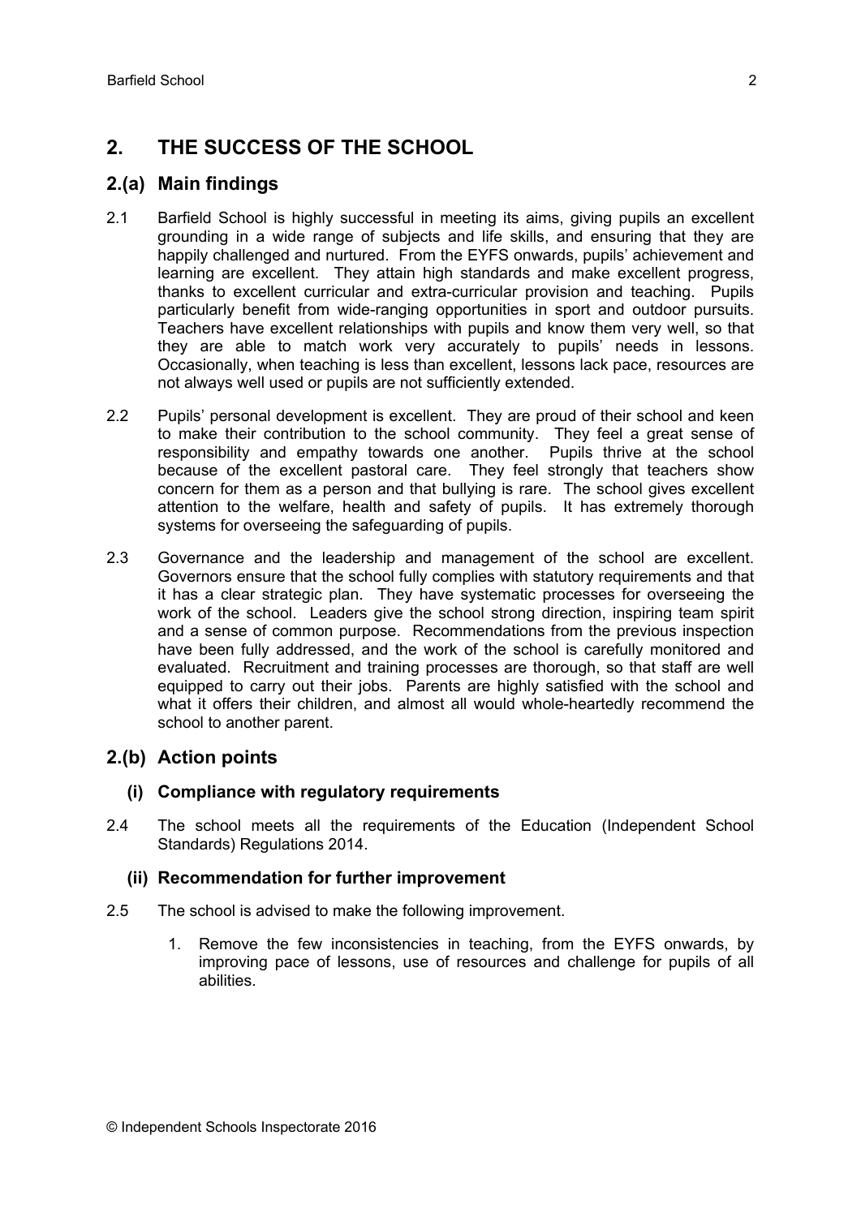## 2. THE SUCCESS OF THE SCHOOL

### 2.(a) Main findings

2.1 Barfield School is highly successful in meeting its aims, giving pupils an excellent grounding in a wide range of subjects and life skills, and ensuring that they are happily challenged and nurtured. From the EYFS onwards, pupils' achievement and learning are excellent. They attain high standards and make excellent progress, thanks to excellent curricular and extra-curricular provision and teaching. Pupils particularly benefit from wide-ranging opportunities in sport and outdoor pursuits. Teachers have excellent relationships with pupils and know them very well, so that they are able to match work very accurately to pupils' needs in lessons. Occasionally, when teaching is less than excellent, lessons lack pace, resources are not always well used or pupils are not sufficiently extended.

2.2 Pupils' personal development is excellent. They are proud of their school and keen to make their contribution to the school community. They feel a great sense of responsibility and empathy towards one another. Pupils thrive at the school because of the excellent pastoral care. They feel strongly that teachers show concern for them as a person and that bullying is rare. The school gives excellent attention to the welfare, health and safety of pupils. It has extremely thorough systems for overseeing the safeguarding of pupils.

2.3 Governance and the leadership and management of the school are excellent. Governors ensure that the school fully complies with statutory requirements and that it has a clear strategic plan. They have systematic processes for overseeing the work of the school. Leaders give the school strong direction, inspiring team spirit and a sense of common purpose. Recommendations from the previous inspection have been fully addressed, and the work of the school is carefully monitored and evaluated. Recruitment and training processes are thorough, so that staff are well equipped to carry out their jobs. Parents are highly satisfied with the school and what it offers their children, and almost all would whole-heartedly recommend the school to another parent.

### 2.(b) Action points

#### (i) Compliance with regulatory requirements

2.4 The school meets all the requirements of the Education (Independent School Standards) Regulations 2014.

#### (ii) Recommendation for further improvement

2.5 The school is advised to make the following improvement.

1. Remove the few inconsistencies in teaching, from the EYFS onwards, by improving pace of lessons, use of resources and challenge for pupils of all abilities.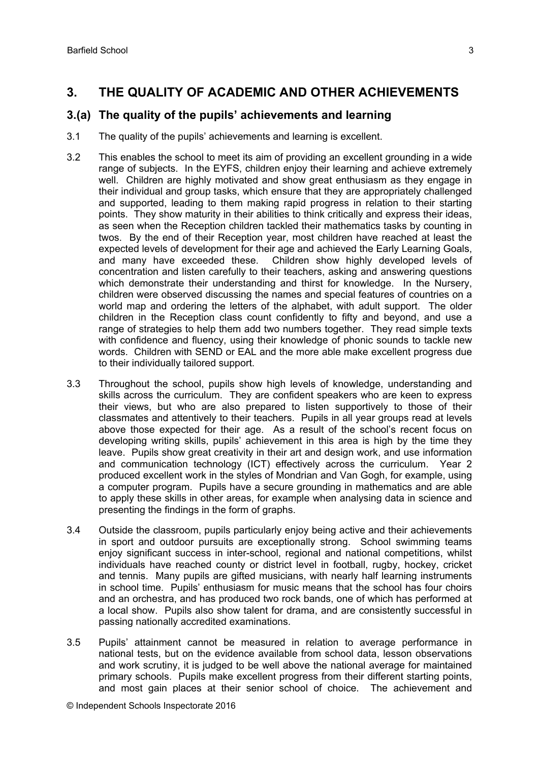## 3. THE QUALITY OF ACADEMIC AND OTHER ACHIEVEMENTS

### 3.(a) The quality of the pupils' achievements and learning

3.1 The quality of the pupils' achievements and learning is excellent.

3.2 This enables the school to meet its aim of providing an excellent grounding in a wide range of subjects. In the EYFS, children enjoy their learning and achieve extremely well. Children are highly motivated and show great enthusiasm as they engage in their individual and group tasks, which ensure that they are appropriately challenged and supported, leading to them making rapid progress in relation to their starting points. They show maturity in their abilities to think critically and express their ideas, as seen when the Reception children tackled their mathematics tasks by counting in twos. By the end of their Reception year, most children have reached at least the expected levels of development for their age and achieved the Early Learning Goals, and many have exceeded these. Children show highly developed levels of concentration and listen carefully to their teachers, asking and answering questions which demonstrate their understanding and thirst for knowledge. In the Nursery, children were observed discussing the names and special features of countries on a world map and ordering the letters of the alphabet, with adult support. The older children in the Reception class count confidently to fifty and beyond, and use a range of strategies to help them add two numbers together. They read simple texts with confidence and fluency, using their knowledge of phonic sounds to tackle new words. Children with SEND or EAL and the more able make excellent progress due to their individually tailored support.

3.3 Throughout the school, pupils show high levels of knowledge, understanding and skills across the curriculum. They are confident speakers who are keen to express their views, but who are also prepared to listen supportively to those of their classmates and attentively to their teachers. Pupils in all year groups read at levels above those expected for their age. As a result of the school's recent focus on developing writing skills, pupils' achievement in this area is high by the time they leave. Pupils show great creativity in their art and design work, and use information and communication technology (ICT) effectively across the curriculum. Year 2 produced excellent work in the styles of Mondrian and Van Gogh, for example, using a computer program. Pupils have a secure grounding in mathematics and are able to apply these skills in other areas, for example when analysing data in science and presenting the findings in the form of graphs.

3.4 Outside the classroom, pupils particularly enjoy being active and their achievements in sport and outdoor pursuits are exceptionally strong. School swimming teams enjoy significant success in inter-school, regional and national competitions, whilst individuals have reached county or district level in football, rugby, hockey, cricket and tennis. Many pupils are gifted musicians, with nearly half learning instruments in school time. Pupils' enthusiasm for music means that the school has four choirs and an orchestra, and has produced two rock bands, one of which has performed at a local show. Pupils also show talent for drama, and are consistently successful in passing nationally accredited examinations.

3.5 Pupils' attainment cannot be measured in relation to average performance in national tests, but on the evidence available from school data, lesson observations and work scrutiny, it is judged to be well above the national average for maintained primary schools. Pupils make excellent progress from their different starting points, and most gain places at their senior school of choice. The achievement and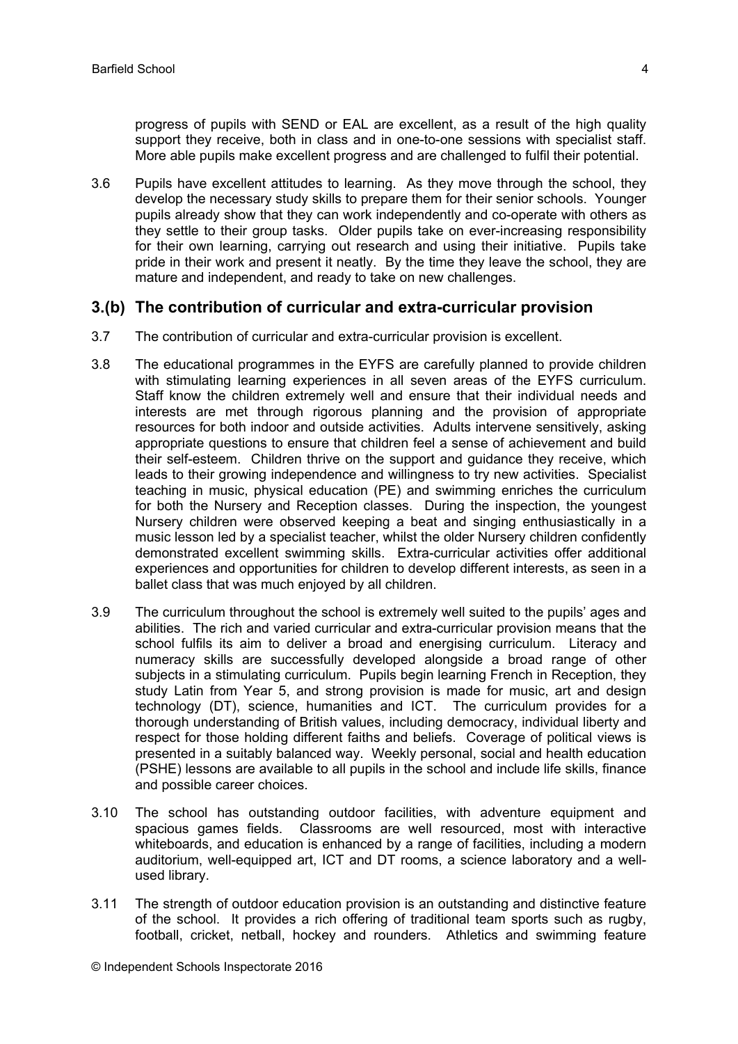progress of pupils with SEND or EAL are excellent, as a result of the high quality support they receive, both in class and in one-to-one sessions with specialist staff. More able pupils make excellent progress and are challenged to fulfil their potential.

3.6 Pupils have excellent attitudes to learning. As they move through the school, they develop the necessary study skills to prepare them for their senior schools. Younger pupils already show that they can work independently and co-operate with others as they settle to their group tasks. Older pupils take on ever-increasing responsibility for their own learning, carrying out research and using their initiative. Pupils take pride in their work and present it neatly. By the time they leave the school, they are mature and independent, and ready to take on new challenges.

## 3.(b) The contribution of curricular and extra-curricular provision

3.7 The contribution of curricular and extra-curricular provision is excellent.

3.8 The educational programmes in the EYFS are carefully planned to provide children with stimulating learning experiences in all seven areas of the EYFS curriculum. Staff know the children extremely well and ensure that their individual needs and interests are met through rigorous planning and the provision of appropriate resources for both indoor and outside activities. Adults intervene sensitively, asking appropriate questions to ensure that children feel a sense of achievement and build their self-esteem. Children thrive on the support and guidance they receive, which leads to their growing independence and willingness to try new activities. Specialist teaching in music, physical education (PE) and swimming enriches the curriculum for both the Nursery and Reception classes. During the inspection, the youngest Nursery children were observed keeping a beat and singing enthusiastically in a music lesson led by a specialist teacher, whilst the older Nursery children confidently demonstrated excellent swimming skills. Extra-curricular activities offer additional experiences and opportunities for children to develop different interests, as seen in a ballet class that was much enjoyed by all children.

3.9 The curriculum throughout the school is extremely well suited to the pupils' ages and abilities. The rich and varied curricular and extra-curricular provision means that the school fulfils its aim to deliver a broad and energising curriculum. Literacy and numeracy skills are successfully developed alongside a broad range of other subjects in a stimulating curriculum. Pupils begin learning French in Reception, they study Latin from Year 5, and strong provision is made for music, art and design technology (DT), science, humanities and ICT. The curriculum provides for a thorough understanding of British values, including democracy, individual liberty and respect for those holding different faiths and beliefs. Coverage of political views is presented in a suitably balanced way. Weekly personal, social and health education (PSHE) lessons are available to all pupils in the school and include life skills, finance and possible career choices.

3.10 The school has outstanding outdoor facilities, with adventure equipment and spacious games fields. Classrooms are well resourced, most with interactive whiteboards, and education is enhanced by a range of facilities, including a modern auditorium, well-equipped art, ICT and DT rooms, a science laboratory and a well-used library.

3.11 The strength of outdoor education provision is an outstanding and distinctive feature of the school. It provides a rich offering of traditional team sports such as rugby, football, cricket, netball, hockey and rounders. Athletics and swimming feature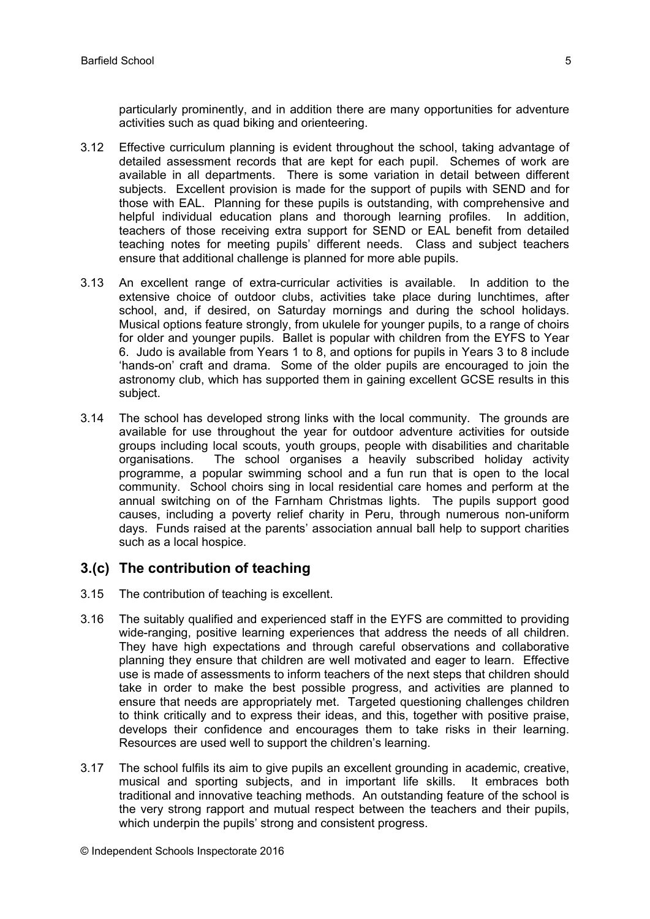particularly prominently, and in addition there are many opportunities for adventure activities such as quad biking and orienteering.

3.12 Effective curriculum planning is evident throughout the school, taking advantage of detailed assessment records that are kept for each pupil. Schemes of work are available in all departments. There is some variation in detail between different subjects. Excellent provision is made for the support of pupils with SEND and for those with EAL. Planning for these pupils is outstanding, with comprehensive and helpful individual education plans and thorough learning profiles. In addition, teachers of those receiving extra support for SEND or EAL benefit from detailed teaching notes for meeting pupils' different needs. Class and subject teachers ensure that additional challenge is planned for more able pupils.

3.13 An excellent range of extra-curricular activities is available. In addition to the extensive choice of outdoor clubs, activities take place during lunchtimes, after school, and, if desired, on Saturday mornings and during the school holidays. Musical options feature strongly, from ukulele for younger pupils, to a range of choirs for older and younger pupils. Ballet is popular with children from the EYFS to Year 6. Judo is available from Years 1 to 8, and options for pupils in Years 3 to 8 include 'hands-on' craft and drama. Some of the older pupils are encouraged to join the astronomy club, which has supported them in gaining excellent GCSE results in this subject.

3.14 The school has developed strong links with the local community. The grounds are available for use throughout the year for outdoor adventure activities for outside groups including local scouts, youth groups, people with disabilities and charitable organisations. The school organises a heavily subscribed holiday activity programme, a popular swimming school and a fun run that is open to the local community. School choirs sing in local residential care homes and perform at the annual switching on of the Farnham Christmas lights. The pupils support good causes, including a poverty relief charity in Peru, through numerous non-uniform days. Funds raised at the parents' association annual ball help to support charities such as a local hospice.

## 3.(c) The contribution of teaching

3.15 The contribution of teaching is excellent.

3.16 The suitably qualified and experienced staff in the EYFS are committed to providing wide-ranging, positive learning experiences that address the needs of all children. They have high expectations and through careful observations and collaborative planning they ensure that children are well motivated and eager to learn. Effective use is made of assessments to inform teachers of the next steps that children should take in order to make the best possible progress, and activities are planned to ensure that needs are appropriately met. Targeted questioning challenges children to think critically and to express their ideas, and this, together with positive praise, develops their confidence and encourages them to take risks in their learning. Resources are used well to support the children's learning.

3.17 The school fulfils its aim to give pupils an excellent grounding in academic, creative, musical and sporting subjects, and in important life skills. It embraces both traditional and innovative teaching methods. An outstanding feature of the school is the very strong rapport and mutual respect between the teachers and their pupils, which underpin the pupils' strong and consistent progress.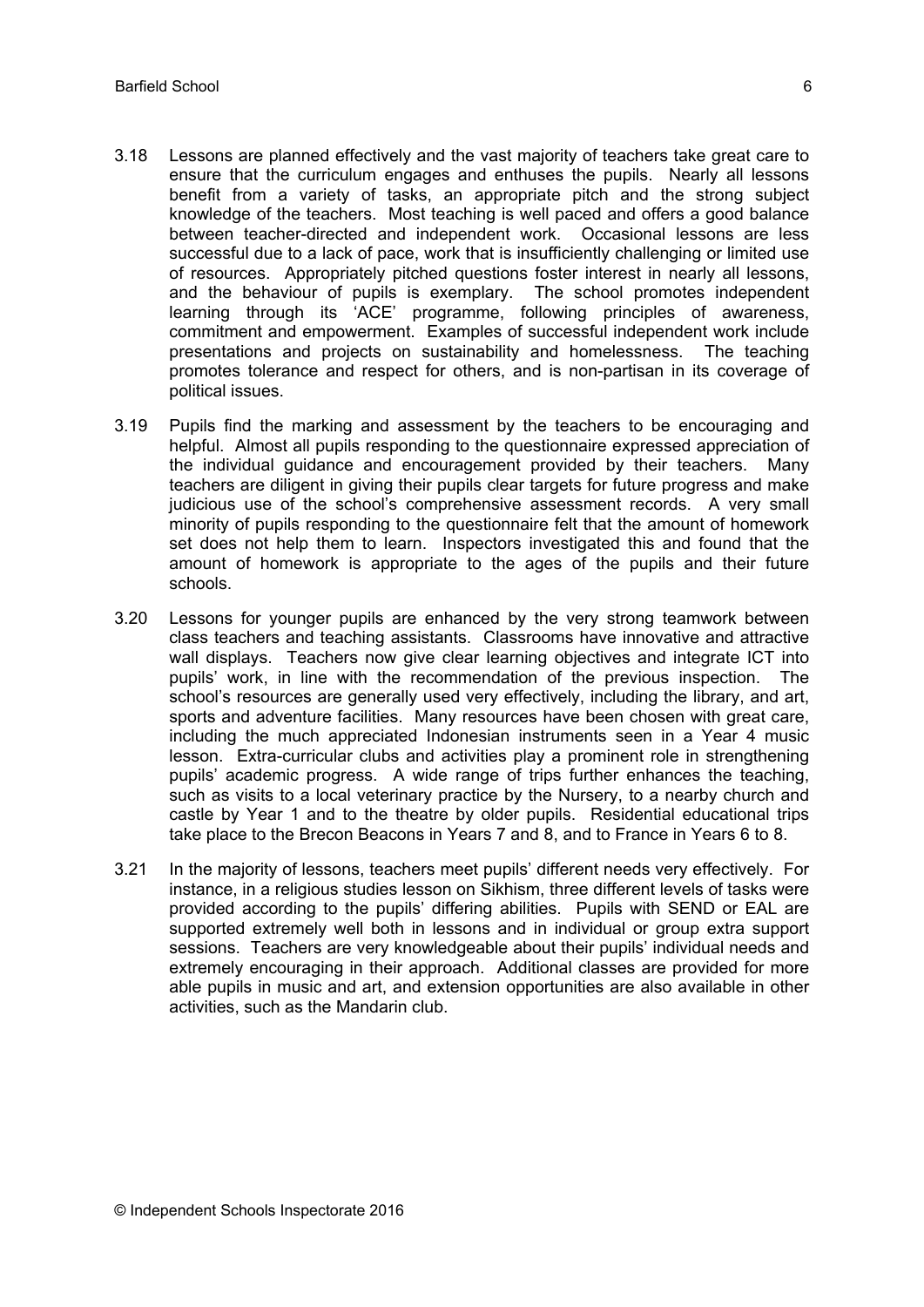3.18 Lessons are planned effectively and the vast majority of teachers take great care to ensure that the curriculum engages and enthuses the pupils. Nearly all lessons benefit from a variety of tasks, an appropriate pitch and the strong subject knowledge of the teachers. Most teaching is well paced and offers a good balance between teacher-directed and independent work. Occasional lessons are less successful due to a lack of pace, work that is insufficiently challenging or limited use of resources. Appropriately pitched questions foster interest in nearly all lessons, and the behaviour of pupils is exemplary. The school promotes independent learning through its 'ACE' programme, following principles of awareness, commitment and empowerment. Examples of successful independent work include presentations and projects on sustainability and homelessness. The teaching promotes tolerance and respect for others, and is non-partisan in its coverage of political issues.

3.19 Pupils find the marking and assessment by the teachers to be encouraging and helpful. Almost all pupils responding to the questionnaire expressed appreciation of the individual guidance and encouragement provided by their teachers. Many teachers are diligent in giving their pupils clear targets for future progress and make judicious use of the school's comprehensive assessment records. A very small minority of pupils responding to the questionnaire felt that the amount of homework set does not help them to learn. Inspectors investigated this and found that the amount of homework is appropriate to the ages of the pupils and their future schools.

3.20 Lessons for younger pupils are enhanced by the very strong teamwork between class teachers and teaching assistants. Classrooms have innovative and attractive wall displays. Teachers now give clear learning objectives and integrate ICT into pupils' work, in line with the recommendation of the previous inspection. The school's resources are generally used very effectively, including the library, and art, sports and adventure facilities. Many resources have been chosen with great care, including the much appreciated Indonesian instruments seen in a Year 4 music lesson. Extra-curricular clubs and activities play a prominent role in strengthening pupils' academic progress. A wide range of trips further enhances the teaching, such as visits to a local veterinary practice by the Nursery, to a nearby church and castle by Year 1 and to the theatre by older pupils. Residential educational trips take place to the Brecon Beacons in Years 7 and 8, and to France in Years 6 to 8.

3.21 In the majority of lessons, teachers meet pupils' different needs very effectively. For instance, in a religious studies lesson on Sikhism, three different levels of tasks were provided according to the pupils' differing abilities. Pupils with SEND or EAL are supported extremely well both in lessons and in individual or group extra support sessions. Teachers are very knowledgeable about their pupils' individual needs and extremely encouraging in their approach. Additional classes are provided for more able pupils in music and art, and extension opportunities are also available in other activities, such as the Mandarin club.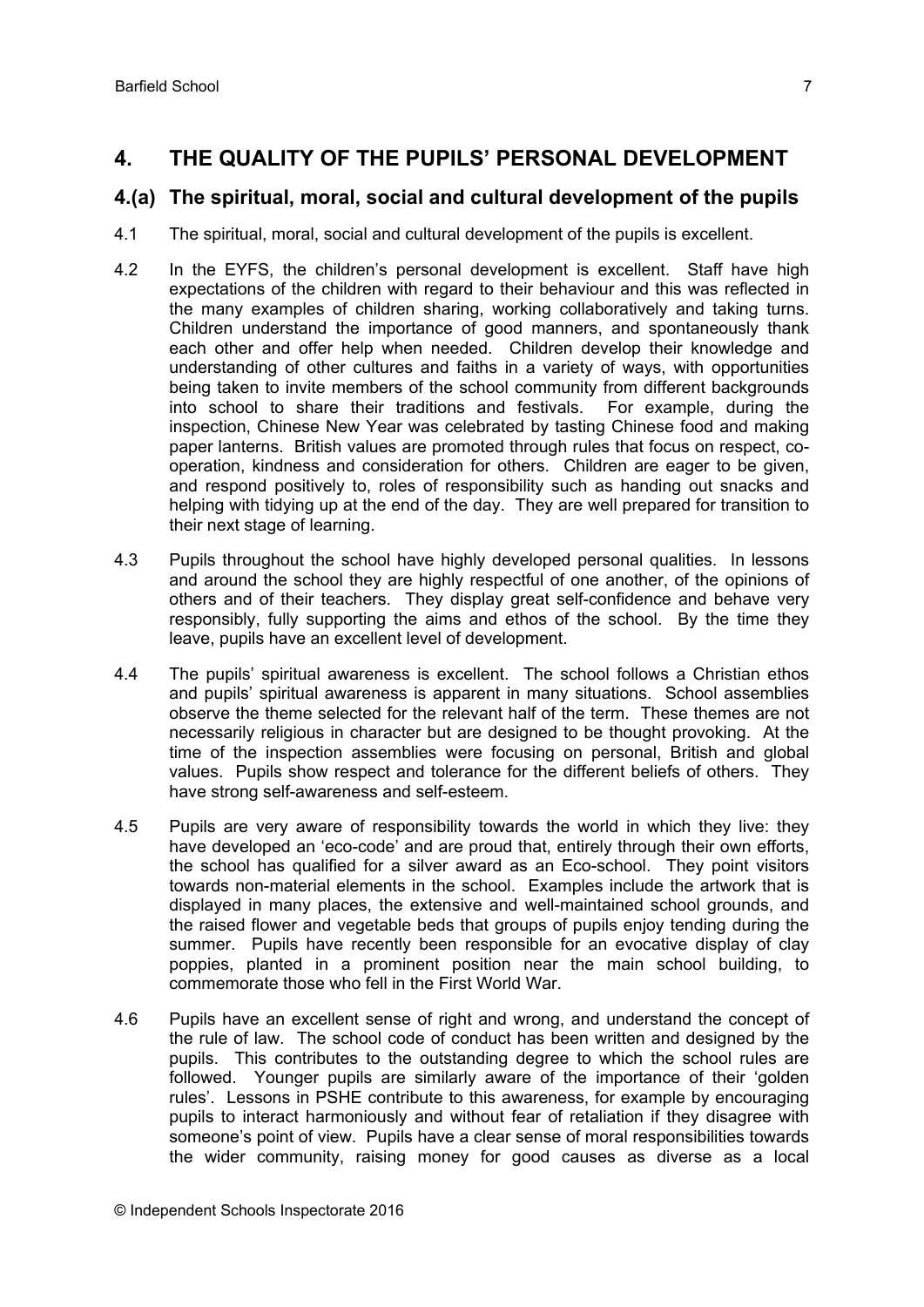## 4. THE QUALITY OF THE PUPILS' PERSONAL DEVELOPMENT

### 4.(a) The spiritual, moral, social and cultural development of the pupils

4.1 The spiritual, moral, social and cultural development of the pupils is excellent.

4.2 In the EYFS, the children's personal development is excellent. Staff have high expectations of the children with regard to their behaviour and this was reflected in the many examples of children sharing, working collaboratively and taking turns. Children understand the importance of good manners, and spontaneously thank each other and offer help when needed. Children develop their knowledge and understanding of other cultures and faiths in a variety of ways, with opportunities being taken to invite members of the school community from different backgrounds into school to share their traditions and festivals. For example, during the inspection, Chinese New Year was celebrated by tasting Chinese food and making paper lanterns. British values are promoted through rules that focus on respect, co-operation, kindness and consideration for others. Children are eager to be given, and respond positively to, roles of responsibility such as handing out snacks and helping with tidying up at the end of the day. They are well prepared for transition to their next stage of learning.

4.3 Pupils throughout the school have highly developed personal qualities. In lessons and around the school they are highly respectful of one another, of the opinions of others and of their teachers. They display great self-confidence and behave very responsibly, fully supporting the aims and ethos of the school. By the time they leave, pupils have an excellent level of development.

4.4 The pupils' spiritual awareness is excellent. The school follows a Christian ethos and pupils' spiritual awareness is apparent in many situations. School assemblies observe the theme selected for the relevant half of the term. These themes are not necessarily religious in character but are designed to be thought provoking. At the time of the inspection assemblies were focusing on personal, British and global values. Pupils show respect and tolerance for the different beliefs of others. They have strong self-awareness and self-esteem.

4.5 Pupils are very aware of responsibility towards the world in which they live: they have developed an 'eco-code' and are proud that, entirely through their own efforts, the school has qualified for a silver award as an Eco-school. They point visitors towards non-material elements in the school. Examples include the artwork that is displayed in many places, the extensive and well-maintained school grounds, and the raised flower and vegetable beds that groups of pupils enjoy tending during the summer. Pupils have recently been responsible for an evocative display of clay poppies, planted in a prominent position near the main school building, to commemorate those who fell in the First World War.

4.6 Pupils have an excellent sense of right and wrong, and understand the concept of the rule of law. The school code of conduct has been written and designed by the pupils. This contributes to the outstanding degree to which the school rules are followed. Younger pupils are similarly aware of the importance of their 'golden rules'. Lessons in PSHE contribute to this awareness, for example by encouraging pupils to interact harmoniously and without fear of retaliation if they disagree with someone's point of view. Pupils have a clear sense of moral responsibilities towards the wider community, raising money for good causes as diverse as a local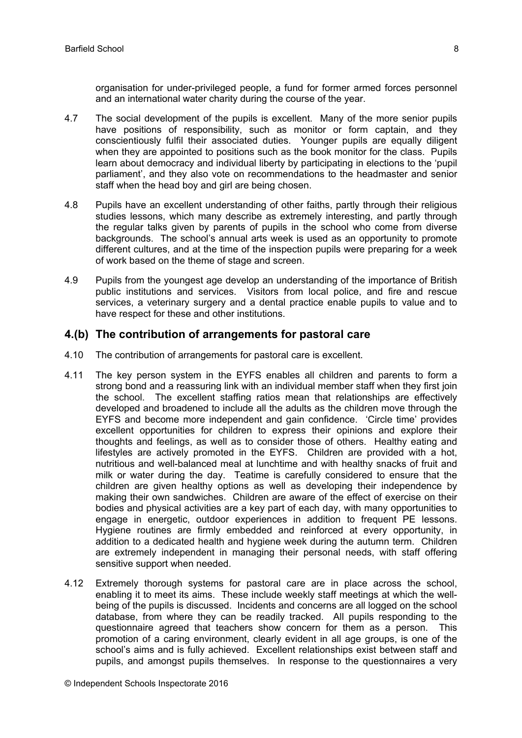organisation for under-privileged people, a fund for former armed forces personnel and an international water charity during the course of the year.

4.7 The social development of the pupils is excellent. Many of the more senior pupils have positions of responsibility, such as monitor or form captain, and they conscientiously fulfil their associated duties. Younger pupils are equally diligent when they are appointed to positions such as the book monitor for the class. Pupils learn about democracy and individual liberty by participating in elections to the 'pupil parliament', and they also vote on recommendations to the headmaster and senior staff when the head boy and girl are being chosen.

4.8 Pupils have an excellent understanding of other faiths, partly through their religious studies lessons, which many describe as extremely interesting, and partly through the regular talks given by parents of pupils in the school who come from diverse backgrounds. The school's annual arts week is used as an opportunity to promote different cultures, and at the time of the inspection pupils were preparing for a week of work based on the theme of stage and screen.

4.9 Pupils from the youngest age develop an understanding of the importance of British public institutions and services. Visitors from local police, and fire and rescue services, a veterinary surgery and a dental practice enable pupils to value and to have respect for these and other institutions.

## 4.(b) The contribution of arrangements for pastoral care

4.10 The contribution of arrangements for pastoral care is excellent.

4.11 The key person system in the EYFS enables all children and parents to form a strong bond and a reassuring link with an individual member staff when they first join the school. The excellent staffing ratios mean that relationships are effectively developed and broadened to include all the adults as the children move through the EYFS and become more independent and gain confidence. 'Circle time' provides excellent opportunities for children to express their opinions and explore their thoughts and feelings, as well as to consider those of others. Healthy eating and lifestyles are actively promoted in the EYFS. Children are provided with a hot, nutritious and well-balanced meal at lunchtime and with healthy snacks of fruit and milk or water during the day. Teatime is carefully considered to ensure that the children are given healthy options as well as developing their independence by making their own sandwiches. Children are aware of the effect of exercise on their bodies and physical activities are a key part of each day, with many opportunities to engage in energetic, outdoor experiences in addition to frequent PE lessons. Hygiene routines are firmly embedded and reinforced at every opportunity, in addition to a dedicated health and hygiene week during the autumn term. Children are extremely independent in managing their personal needs, with staff offering sensitive support when needed.

4.12 Extremely thorough systems for pastoral care are in place across the school, enabling it to meet its aims. These include weekly staff meetings at which the well-being of the pupils is discussed. Incidents and concerns are all logged on the school database, from where they can be readily tracked. All pupils responding to the questionnaire agreed that teachers show concern for them as a person. This promotion of a caring environment, clearly evident in all age groups, is one of the school's aims and is fully achieved. Excellent relationships exist between staff and pupils, and amongst pupils themselves. In response to the questionnaires a very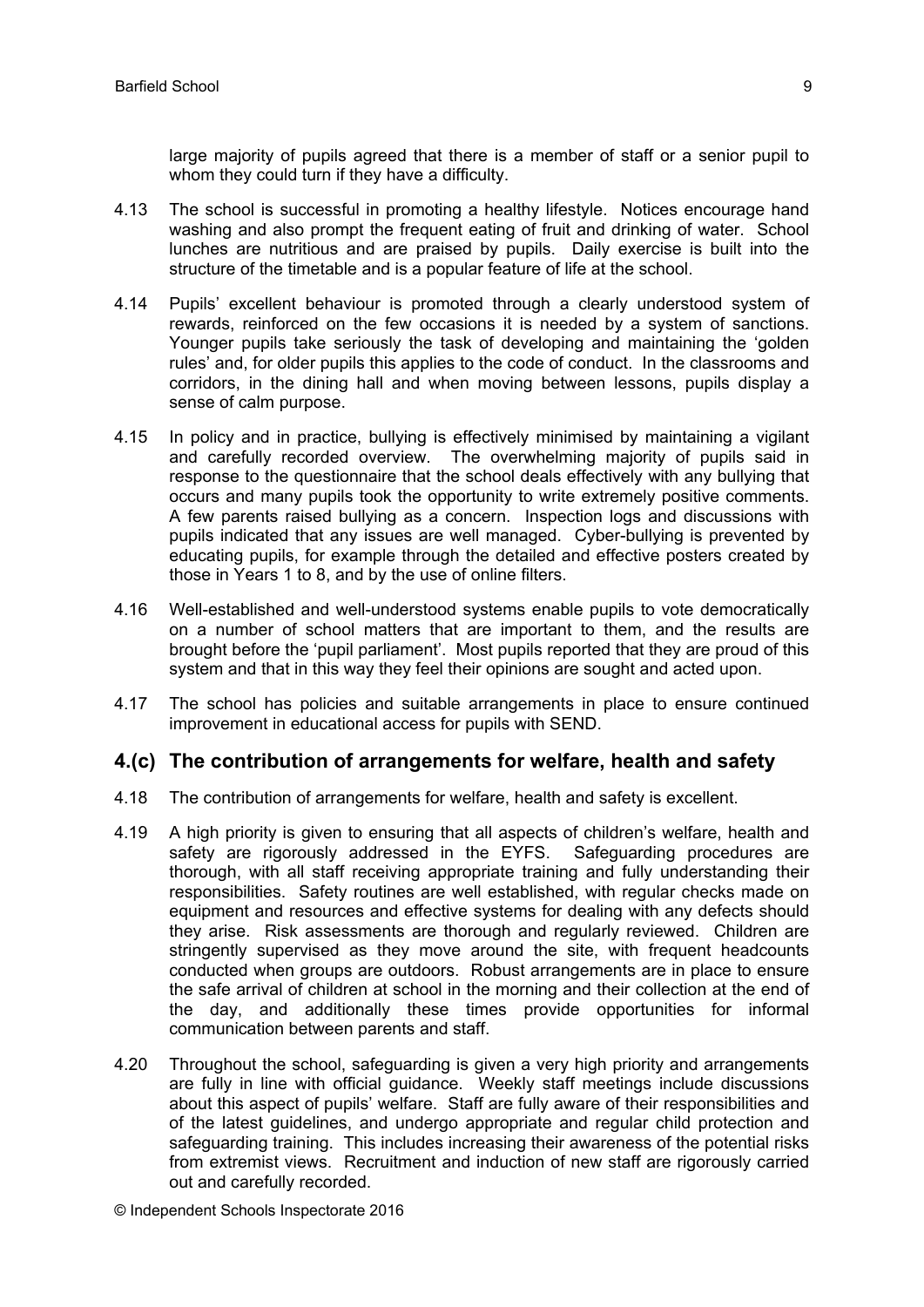large majority of pupils agreed that there is a member of staff or a senior pupil to whom they could turn if they have a difficulty.

4.13 The school is successful in promoting a healthy lifestyle. Notices encourage hand washing and also prompt the frequent eating of fruit and drinking of water. School lunches are nutritious and are praised by pupils. Daily exercise is built into the structure of the timetable and is a popular feature of life at the school.

4.14 Pupils' excellent behaviour is promoted through a clearly understood system of rewards, reinforced on the few occasions it is needed by a system of sanctions. Younger pupils take seriously the task of developing and maintaining the 'golden rules' and, for older pupils this applies to the code of conduct. In the classrooms and corridors, in the dining hall and when moving between lessons, pupils display a sense of calm purpose.

4.15 In policy and in practice, bullying is effectively minimised by maintaining a vigilant and carefully recorded overview. The overwhelming majority of pupils said in response to the questionnaire that the school deals effectively with any bullying that occurs and many pupils took the opportunity to write extremely positive comments. A few parents raised bullying as a concern. Inspection logs and discussions with pupils indicated that any issues are well managed. Cyber-bullying is prevented by educating pupils, for example through the detailed and effective posters created by those in Years 1 to 8, and by the use of online filters.

4.16 Well-established and well-understood systems enable pupils to vote democratically on a number of school matters that are important to them, and the results are brought before the 'pupil parliament'. Most pupils reported that they are proud of this system and that in this way they feel their opinions are sought and acted upon.

4.17 The school has policies and suitable arrangements in place to ensure continued improvement in educational access for pupils with SEND.

## 4.(c) The contribution of arrangements for welfare, health and safety

4.18 The contribution of arrangements for welfare, health and safety is excellent.

4.19 A high priority is given to ensuring that all aspects of children's welfare, health and safety are rigorously addressed in the EYFS. Safeguarding procedures are thorough, with all staff receiving appropriate training and fully understanding their responsibilities. Safety routines are well established, with regular checks made on equipment and resources and effective systems for dealing with any defects should they arise. Risk assessments are thorough and regularly reviewed. Children are stringently supervised as they move around the site, with frequent headcounts conducted when groups are outdoors. Robust arrangements are in place to ensure the safe arrival of children at school in the morning and their collection at the end of the day, and additionally these times provide opportunities for informal communication between parents and staff.

4.20 Throughout the school, safeguarding is given a very high priority and arrangements are fully in line with official guidance. Weekly staff meetings include discussions about this aspect of pupils' welfare. Staff are fully aware of their responsibilities and of the latest guidelines, and undergo appropriate and regular child protection and safeguarding training. This includes increasing their awareness of the potential risks from extremist views. Recruitment and induction of new staff are rigorously carried out and carefully recorded.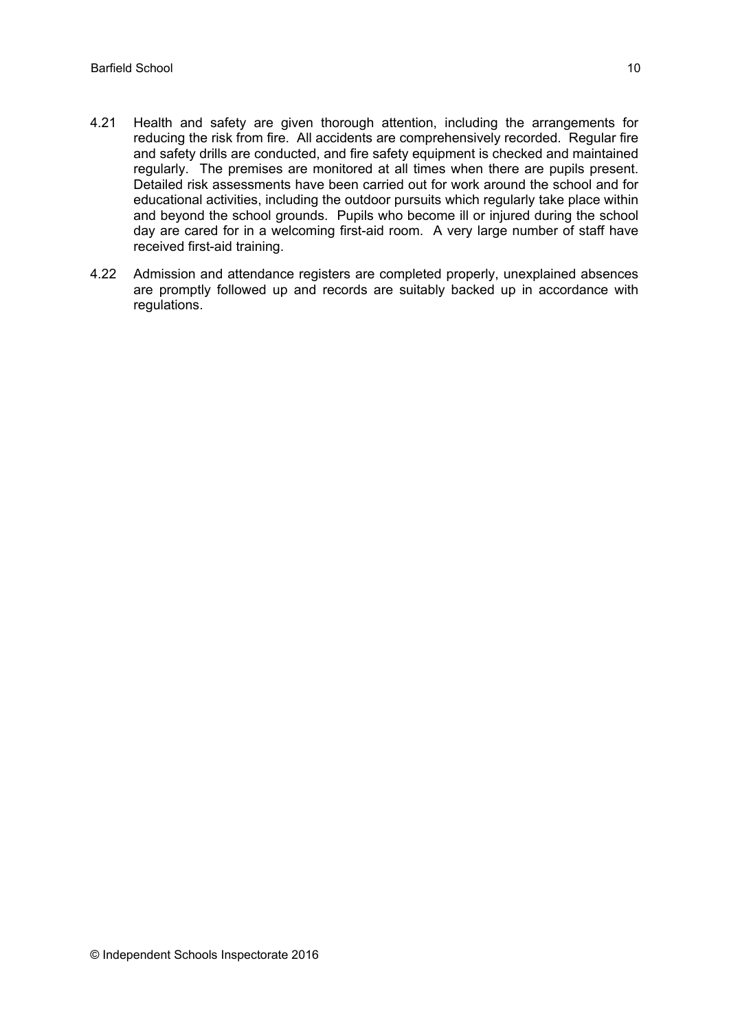4.21 Health and safety are given thorough attention, including the arrangements for reducing the risk from fire. All accidents are comprehensively recorded. Regular fire and safety drills are conducted, and fire safety equipment is checked and maintained regularly. The premises are monitored at all times when there are pupils present. Detailed risk assessments have been carried out for work around the school and for educational activities, including the outdoor pursuits which regularly take place within and beyond the school grounds. Pupils who become ill or injured during the school day are cared for in a welcoming first-aid room. A very large number of staff have received first-aid training.

4.22 Admission and attendance registers are completed properly, unexplained absences are promptly followed up and records are suitably backed up in accordance with regulations.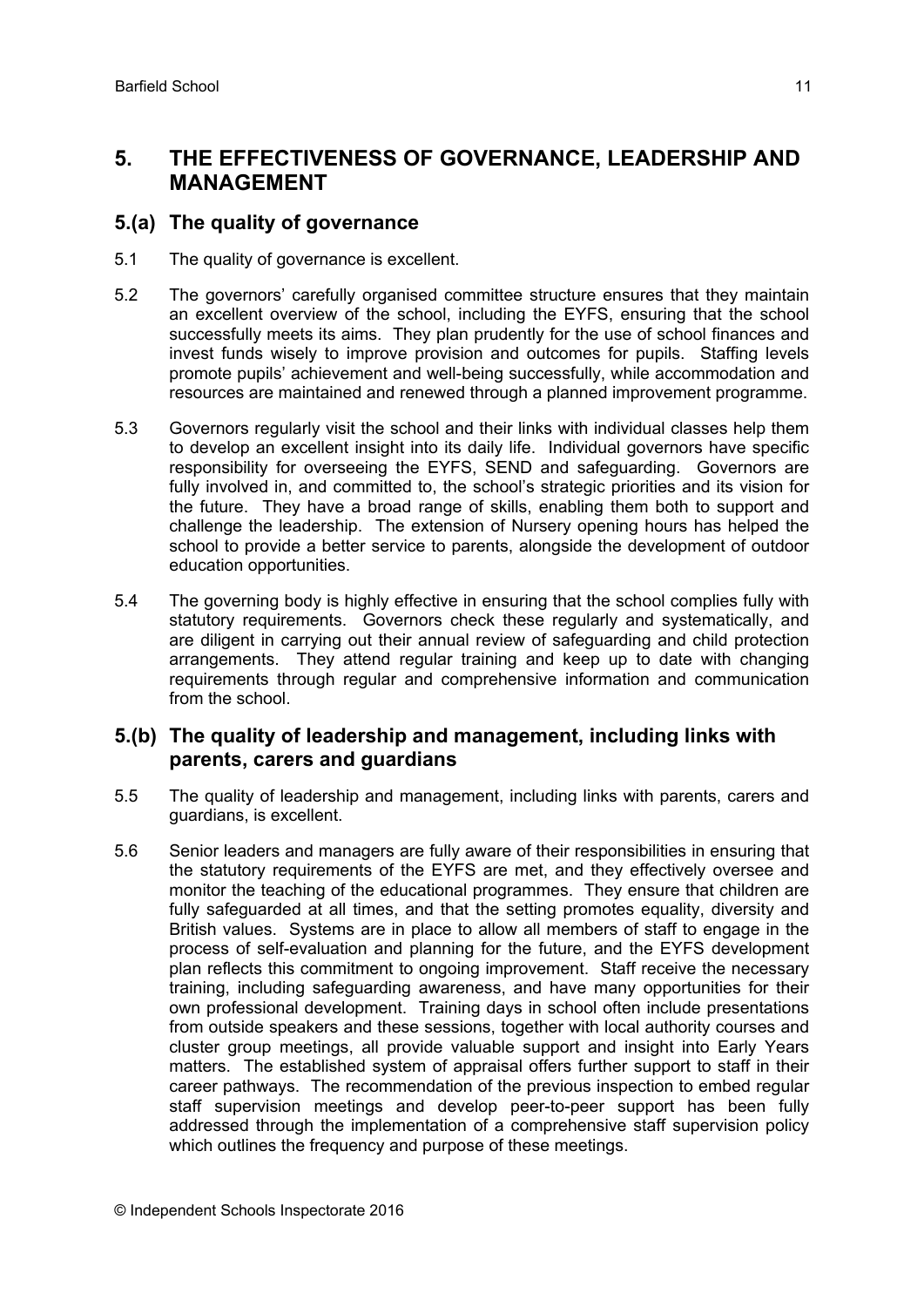## 5. THE EFFECTIVENESS OF GOVERNANCE, LEADERSHIP AND MANAGEMENT

### 5.(a) The quality of governance

5.1 The quality of governance is excellent.

5.2 The governors' carefully organised committee structure ensures that they maintain an excellent overview of the school, including the EYFS, ensuring that the school successfully meets its aims. They plan prudently for the use of school finances and invest funds wisely to improve provision and outcomes for pupils. Staffing levels promote pupils' achievement and well-being successfully, while accommodation and resources are maintained and renewed through a planned improvement programme.

5.3 Governors regularly visit the school and their links with individual classes help them to develop an excellent insight into its daily life. Individual governors have specific responsibility for overseeing the EYFS, SEND and safeguarding. Governors are fully involved in, and committed to, the school's strategic priorities and its vision for the future. They have a broad range of skills, enabling them both to support and challenge the leadership. The extension of Nursery opening hours has helped the school to provide a better service to parents, alongside the development of outdoor education opportunities.

5.4 The governing body is highly effective in ensuring that the school complies fully with statutory requirements. Governors check these regularly and systematically, and are diligent in carrying out their annual review of safeguarding and child protection arrangements. They attend regular training and keep up to date with changing requirements through regular and comprehensive information and communication from the school.

### 5.(b) The quality of leadership and management, including links with parents, carers and guardians

5.5 The quality of leadership and management, including links with parents, carers and guardians, is excellent.

5.6 Senior leaders and managers are fully aware of their responsibilities in ensuring that the statutory requirements of the EYFS are met, and they effectively oversee and monitor the teaching of the educational programmes. They ensure that children are fully safeguarded at all times, and that the setting promotes equality, diversity and British values. Systems are in place to allow all members of staff to engage in the process of self-evaluation and planning for the future, and the EYFS development plan reflects this commitment to ongoing improvement. Staff receive the necessary training, including safeguarding awareness, and have many opportunities for their own professional development. Training days in school often include presentations from outside speakers and these sessions, together with local authority courses and cluster group meetings, all provide valuable support and insight into Early Years matters. The established system of appraisal offers further support to staff in their career pathways. The recommendation of the previous inspection to embed regular staff supervision meetings and develop peer-to-peer support has been fully addressed through the implementation of a comprehensive staff supervision policy which outlines the frequency and purpose of these meetings.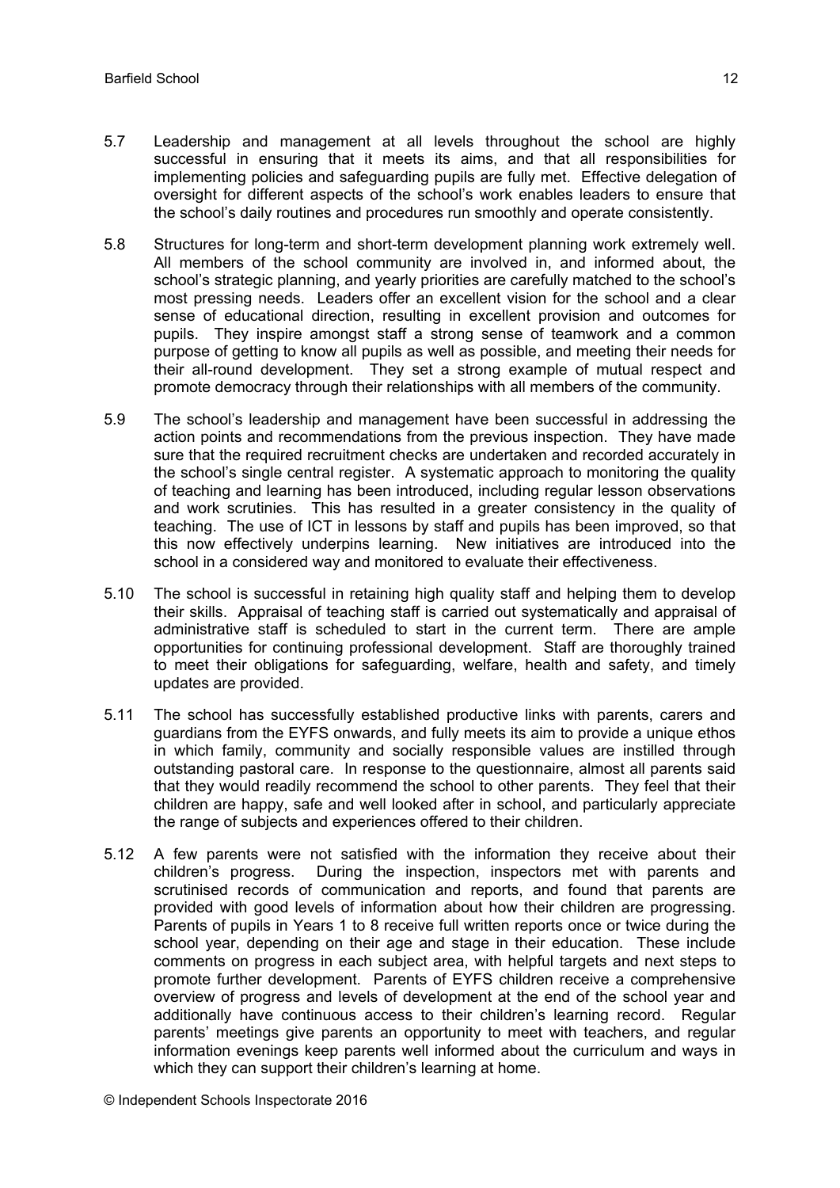5.7 Leadership and management at all levels throughout the school are highly successful in ensuring that it meets its aims, and that all responsibilities for implementing policies and safeguarding pupils are fully met. Effective delegation of oversight for different aspects of the school's work enables leaders to ensure that the school's daily routines and procedures run smoothly and operate consistently.

5.8 Structures for long-term and short-term development planning work extremely well. All members of the school community are involved in, and informed about, the school's strategic planning, and yearly priorities are carefully matched to the school's most pressing needs. Leaders offer an excellent vision for the school and a clear sense of educational direction, resulting in excellent provision and outcomes for pupils. They inspire amongst staff a strong sense of teamwork and a common purpose of getting to know all pupils as well as possible, and meeting their needs for their all-round development. They set a strong example of mutual respect and promote democracy through their relationships with all members of the community.

5.9 The school's leadership and management have been successful in addressing the action points and recommendations from the previous inspection. They have made sure that the required recruitment checks are undertaken and recorded accurately in the school's single central register. A systematic approach to monitoring the quality of teaching and learning has been introduced, including regular lesson observations and work scrutinies. This has resulted in a greater consistency in the quality of teaching. The use of ICT in lessons by staff and pupils has been improved, so that this now effectively underpins learning. New initiatives are introduced into the school in a considered way and monitored to evaluate their effectiveness.

5.10 The school is successful in retaining high quality staff and helping them to develop their skills. Appraisal of teaching staff is carried out systematically and appraisal of administrative staff is scheduled to start in the current term. There are ample opportunities for continuing professional development. Staff are thoroughly trained to meet their obligations for safeguarding, welfare, health and safety, and timely updates are provided.

5.11 The school has successfully established productive links with parents, carers and guardians from the EYFS onwards, and fully meets its aim to provide a unique ethos in which family, community and socially responsible values are instilled through outstanding pastoral care. In response to the questionnaire, almost all parents said that they would readily recommend the school to other parents. They feel that their children are happy, safe and well looked after in school, and particularly appreciate the range of subjects and experiences offered to their children.

5.12 A few parents were not satisfied with the information they receive about their children's progress. During the inspection, inspectors met with parents and scrutinised records of communication and reports, and found that parents are provided with good levels of information about how their children are progressing. Parents of pupils in Years 1 to 8 receive full written reports once or twice during the school year, depending on their age and stage in their education. These include comments on progress in each subject area, with helpful targets and next steps to promote further development. Parents of EYFS children receive a comprehensive overview of progress and levels of development at the end of the school year and additionally have continuous access to their children's learning record. Regular parents' meetings give parents an opportunity to meet with teachers, and regular information evenings keep parents well informed about the curriculum and ways in which they can support their children's learning at home.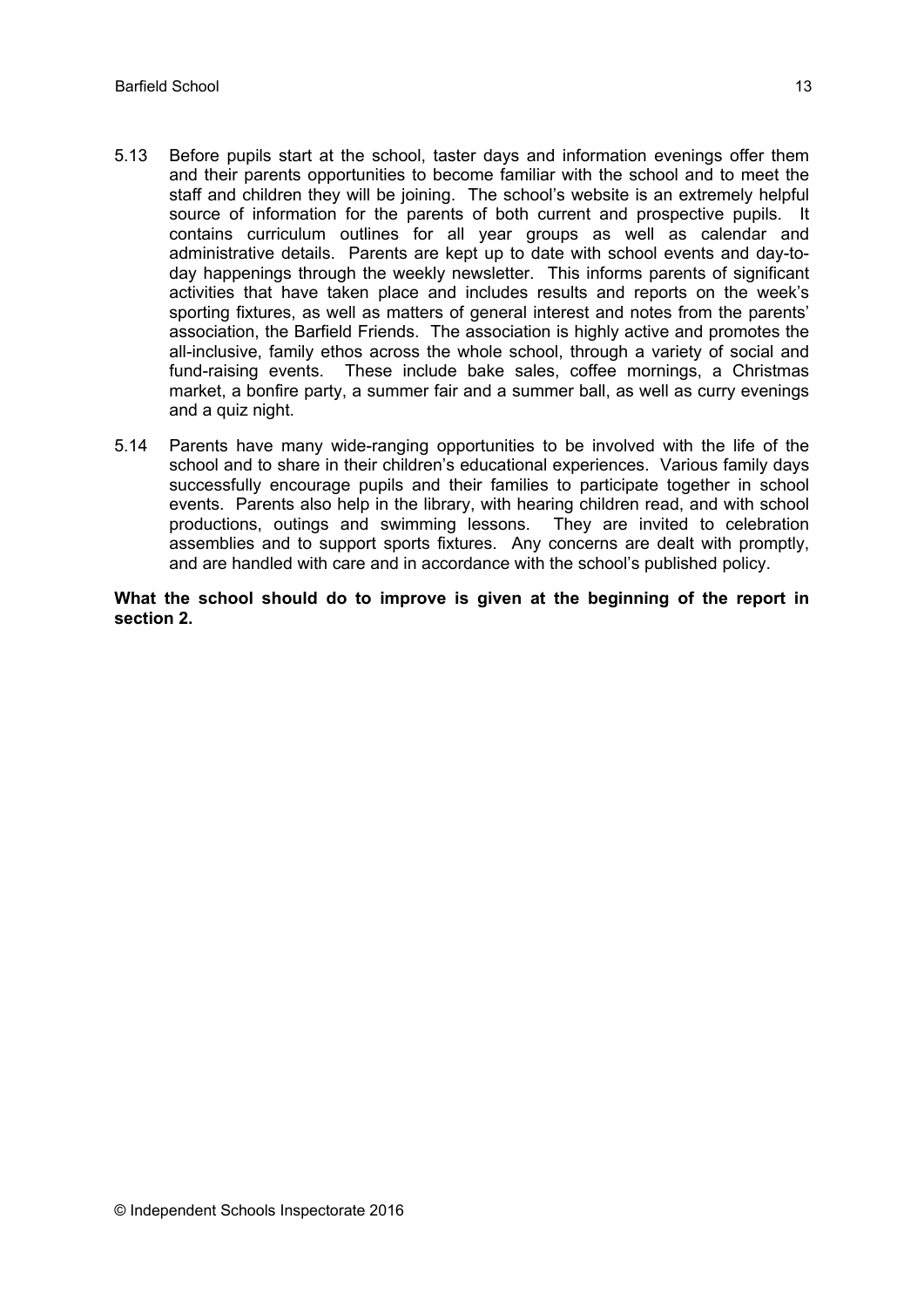5.13 Before pupils start at the school, taster days and information evenings offer them and their parents opportunities to become familiar with the school and to meet the staff and children they will be joining. The school's website is an extremely helpful source of information for the parents of both current and prospective pupils. It contains curriculum outlines for all year groups as well as calendar and administrative details. Parents are kept up to date with school events and day-to-day happenings through the weekly newsletter. This informs parents of significant activities that have taken place and includes results and reports on the week's sporting fixtures, as well as matters of general interest and notes from the parents' association, the Barfield Friends. The association is highly active and promotes the all-inclusive, family ethos across the whole school, through a variety of social and fund-raising events. These include bake sales, coffee mornings, a Christmas market, a bonfire party, a summer fair and a summer ball, as well as curry evenings and a quiz night.

5.14 Parents have many wide-ranging opportunities to be involved with the life of the school and to share in their children's educational experiences. Various family days successfully encourage pupils and their families to participate together in school events. Parents also help in the library, with hearing children read, and with school productions, outings and swimming lessons. They are invited to celebration assemblies and to support sports fixtures. Any concerns are dealt with promptly, and are handled with care and in accordance with the school's published policy.

**What the school should do to improve is given at the beginning of the report in section 2.**